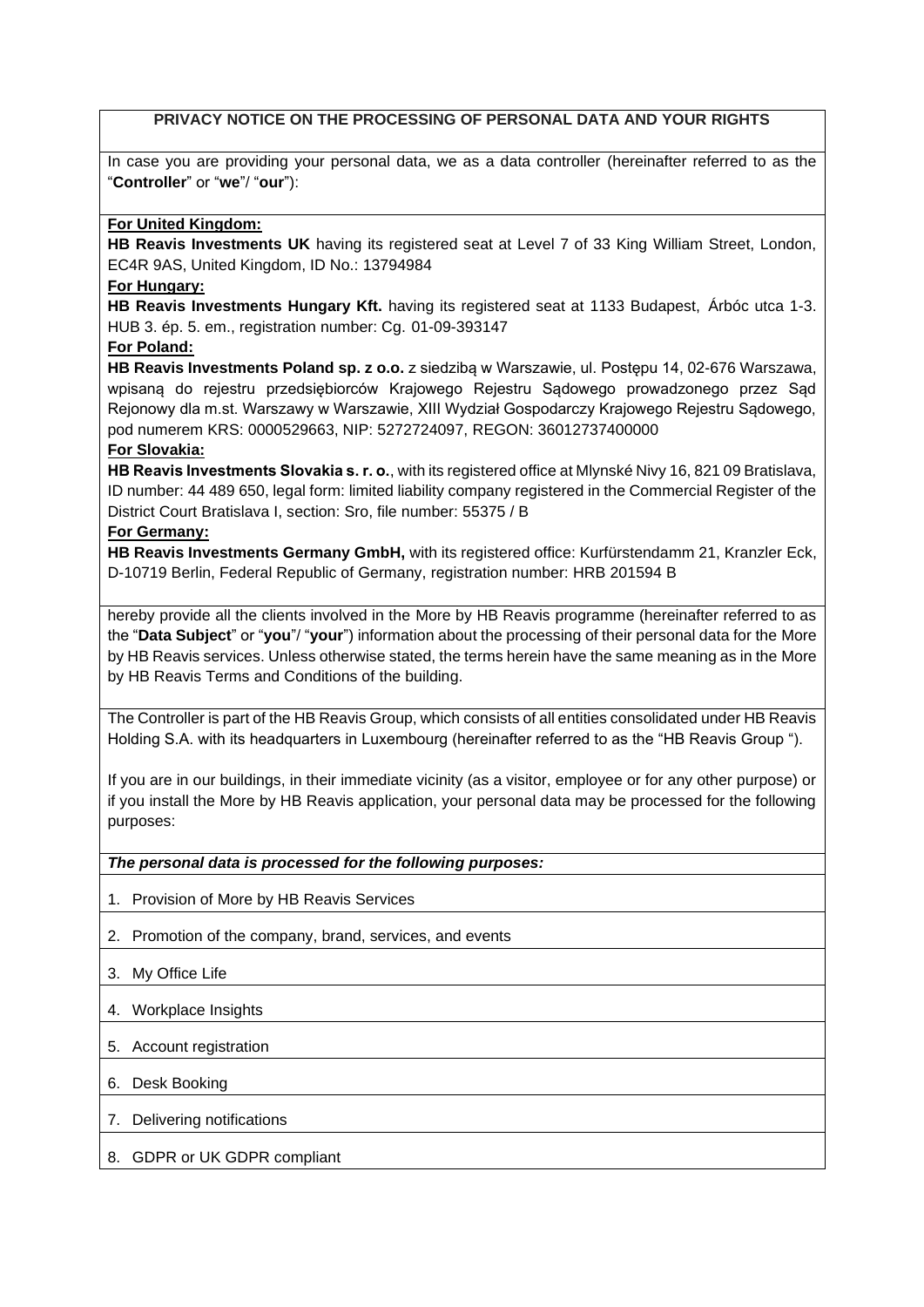# PRIVACY NOTICE ON THE PROCESSING OF PERSONAL DATA AND YOUR RIGHTS

In case you are providing your personal data, we as a data controller (hereinafter referred to as the "**Controller**" or "**we**"/ "**our**"):

**For United Kingdom:**

**HB Reavis Investments UK** having its registered seat at Level 7 of 33 King William Street, London, EC4R 9AS, United Kingdom, ID No.: 13794984

**For Hungary:**

**HB Reavis Investments Hungary Kft.** having its registered seat at 1133 Budapest, Árbóc utca 1-3. HUB 3. ép. 5. em., registration number: Cg. 01-09-393147

**For Poland:**

**HB Reavis Investments Poland sp. z o.o.** z siedzibą w Warszawie, ul. Postępu 14, 02-676 Warszawa, wpisaną do rejestru przedsiębiorców Krajowego Rejestru Sądowego prowadzonego przez Sąd Rejonowy dla m.st. Warszawy w Warszawie, XIII Wydział Gospodarczy Krajowego Rejestru Sądowego, pod numerem KRS: 0000529663, NIP: 5272724097, REGON: 36012737400000

**For Slovakia:**

**HB Reavis Investments Slovakia s. r. o.**, with its registered office at Mlynské Nivy 16, 821 09 Bratislava, ID number: 44 489 650, legal form: limited liability company registered in the Commercial Register of the District Court Bratislava I, section: Sro, file number: 55375 / B

**For Germany:**

**HB Reavis Investments Germany GmbH,** with its registered office: Kurfürstendamm 21, Kranzler Eck, D-10719 Berlin, Federal Republic of Germany, registration number: HRB 201594 B

hereby provide all the clients involved in the More by HB Reavis programme (hereinafter referred to as the "**Data Subject**" or "**you**"/ "**your**") information about the processing of their personal data for the More by HB Reavis services. Unless otherwise stated, the terms herein have the same meaning as in the More by HB Reavis Terms and Conditions of the building.

The Controller is part of the HB Reavis Group, which consists of all entities consolidated under HB Reavis Holding S.A. with its headquarters in Luxembourg (hereinafter referred to as the "HB Reavis Group ").

If you are in our buildings, in their immediate vicinity (as a visitor, employee or for any other purpose) or if you install the More by HB Reavis application, your personal data may be processed for the following purposes:

***The personal data is processed for the following purposes:***

1. Provision of More by HB Reavis Services
2. Promotion of the company, brand, services, and events
3. My Office Life
4. Workplace Insights
5. Account registration
6. Desk Booking
7. Delivering notifications
8. GDPR or UK GDPR compliant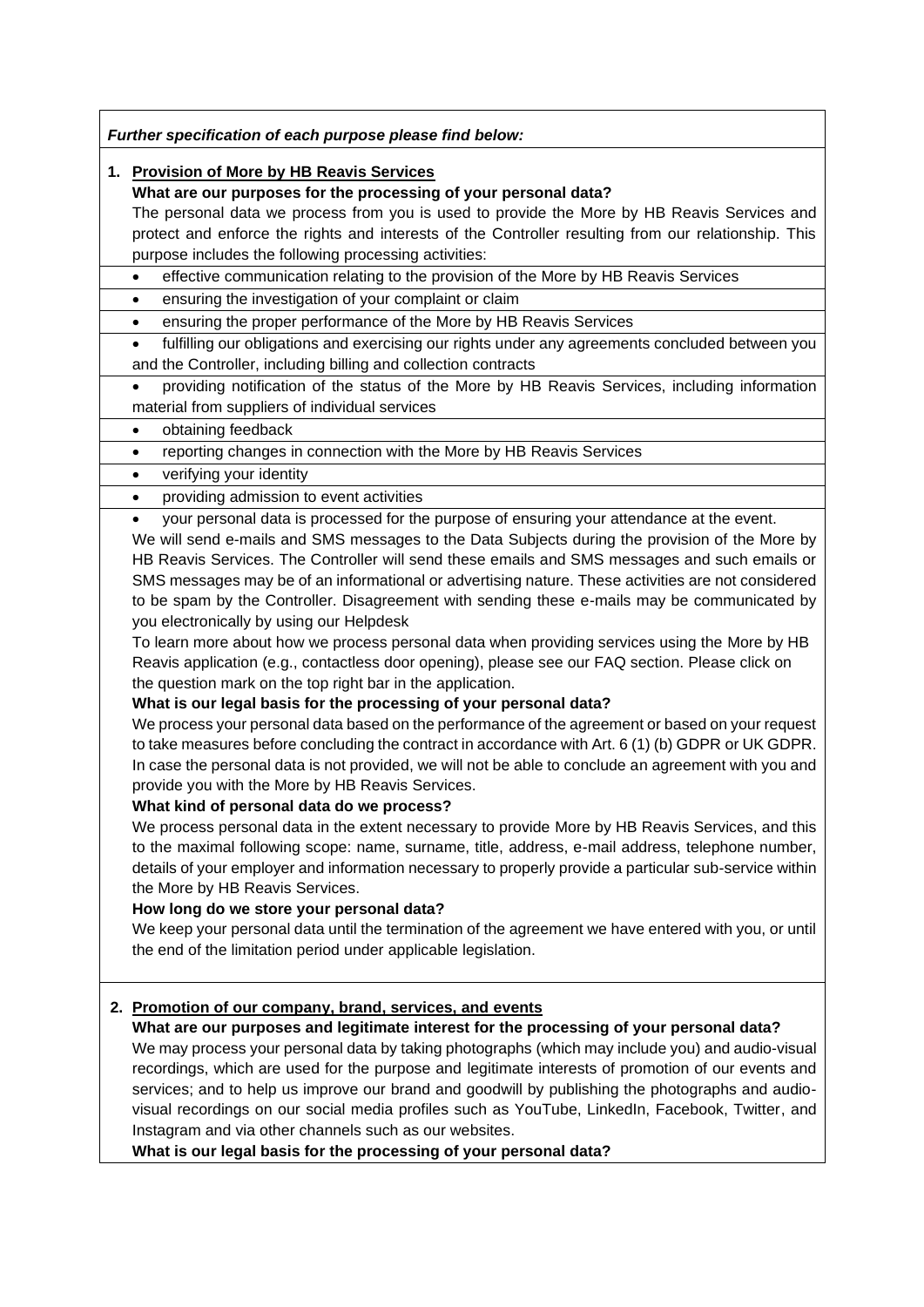***Further specification of each purpose please find below:***

1. **Provision of More by HB Reavis Services**

**What are our purposes for the processing of your personal data?**

The personal data we process from you is used to provide the More by HB Reavis Services and protect and enforce the rights and interests of the Controller resulting from our relationship. This purpose includes the following processing activities:

- effective communication relating to the provision of the More by HB Reavis Services
- ensuring the investigation of your complaint or claim
- ensuring the proper performance of the More by HB Reavis Services
- fulfilling our obligations and exercising our rights under any agreements concluded between you and the Controller, including billing and collection contracts
- providing notification of the status of the More by HB Reavis Services, including information material from suppliers of individual services
- obtaining feedback
- reporting changes in connection with the More by HB Reavis Services
- verifying your identity
- providing admission to event activities
- your personal data is processed for the purpose of ensuring your attendance at the event.

We will send e-mails and SMS messages to the Data Subjects during the provision of the More by HB Reavis Services. The Controller will send these emails and SMS messages and such emails or SMS messages may be of an informational or advertising nature. These activities are not considered to be spam by the Controller. Disagreement with sending these e-mails may be communicated by you electronically by using our Helpdesk

To learn more about how we process personal data when providing services using the More by HB Reavis application (e.g., contactless door opening), please see our FAQ section. Please click on the question mark on the top right bar in the application.

**What is our legal basis for the processing of your personal data?**

We process your personal data based on the performance of the agreement or based on your request to take measures before concluding the contract in accordance with Art. 6 (1) (b) GDPR or UK GDPR. In case the personal data is not provided, we will not be able to conclude an agreement with you and provide you with the More by HB Reavis Services.

**What kind of personal data do we process?**

We process personal data in the extent necessary to provide More by HB Reavis Services, and this to the maximal following scope: name, surname, title, address, e-mail address, telephone number, details of your employer and information necessary to properly provide a particular sub-service within the More by HB Reavis Services.

**How long do we store your personal data?**

We keep your personal data until the termination of the agreement we have entered with you, or until the end of the limitation period under applicable legislation.

2. **Promotion of our company, brand, services, and events**

**What are our purposes and legitimate interest for the processing of your personal data?**

We may process your personal data by taking photographs (which may include you) and audio-visual recordings, which are used for the purpose and legitimate interests of promotion of our events and services; and to help us improve our brand and goodwill by publishing the photographs and audio-visual recordings on our social media profiles such as YouTube, LinkedIn, Facebook, Twitter, and Instagram and via other channels such as our websites.

**What is our legal basis for the processing of your personal data?**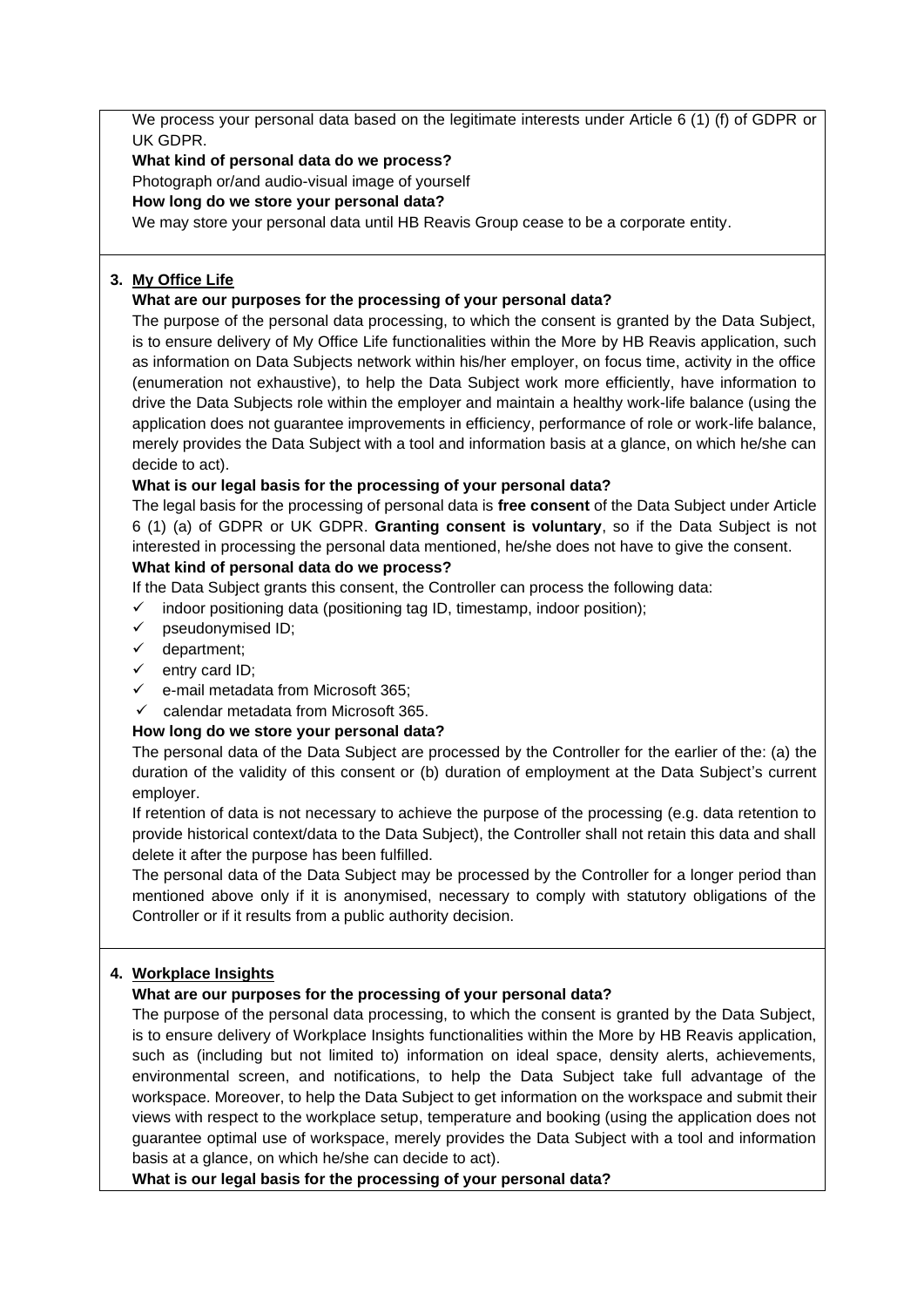We process your personal data based on the legitimate interests under Article 6 (1) (f) of GDPR or UK GDPR.

**What kind of personal data do we process?**

Photograph or/and audio-visual image of yourself

**How long do we store your personal data?**

We may store your personal data until HB Reavis Group cease to be a corporate entity.

## 3. My Office Life

**What are our purposes for the processing of your personal data?**

The purpose of the personal data processing, to which the consent is granted by the Data Subject, is to ensure delivery of My Office Life functionalities within the More by HB Reavis application, such as information on Data Subjects network within his/her employer, on focus time, activity in the office (enumeration not exhaustive), to help the Data Subject work more efficiently, have information to drive the Data Subjects role within the employer and maintain a healthy work-life balance (using the application does not guarantee improvements in efficiency, performance of role or work-life balance, merely provides the Data Subject with a tool and information basis at a glance, on which he/she can decide to act).

**What is our legal basis for the processing of your personal data?**

The legal basis for the processing of personal data is **free consent** of the Data Subject under Article 6 (1) (a) of GDPR or UK GDPR. **Granting consent is voluntary**, so if the Data Subject is not interested in processing the personal data mentioned, he/she does not have to give the consent.

**What kind of personal data do we process?**

If the Data Subject grants this consent, the Controller can process the following data:

- ✓ indoor positioning data (positioning tag ID, timestamp, indoor position);
- ✓ pseudonymised ID;
- ✓ department;
- ✓ entry card ID;
- ✓ e-mail metadata from Microsoft 365;
- ✓ calendar metadata from Microsoft 365.

**How long do we store your personal data?**

The personal data of the Data Subject are processed by the Controller for the earlier of the: (a) the duration of the validity of this consent or (b) duration of employment at the Data Subject's current employer.

If retention of data is not necessary to achieve the purpose of the processing (e.g. data retention to provide historical context/data to the Data Subject), the Controller shall not retain this data and shall delete it after the purpose has been fulfilled.

The personal data of the Data Subject may be processed by the Controller for a longer period than mentioned above only if it is anonymised, necessary to comply with statutory obligations of the Controller or if it results from a public authority decision.

## 4. Workplace Insights

**What are our purposes for the processing of your personal data?**

The purpose of the personal data processing, to which the consent is granted by the Data Subject, is to ensure delivery of Workplace Insights functionalities within the More by HB Reavis application, such as (including but not limited to) information on ideal space, density alerts, achievements, environmental screen, and notifications, to help the Data Subject take full advantage of the workspace. Moreover, to help the Data Subject to get information on the workspace and submit their views with respect to the workplace setup, temperature and booking (using the application does not guarantee optimal use of workspace, merely provides the Data Subject with a tool and information basis at a glance, on which he/she can decide to act).

**What is our legal basis for the processing of your personal data?**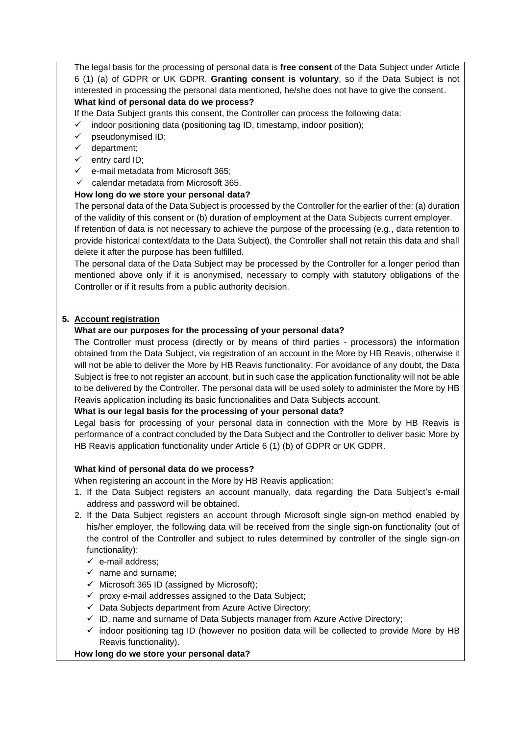The legal basis for the processing of personal data is **free consent** of the Data Subject under Article 6 (1) (a) of GDPR or UK GDPR. **Granting consent is voluntary**, so if the Data Subject is not interested in processing the personal data mentioned, he/she does not have to give the consent.

**What kind of personal data do we process?**

If the Data Subject grants this consent, the Controller can process the following data:

- ✓ indoor positioning data (positioning tag ID, timestamp, indoor position);
- ✓ pseudonymised ID;
- ✓ department;
- ✓ entry card ID;
- ✓ e-mail metadata from Microsoft 365;
- ✓ calendar metadata from Microsoft 365.

**How long do we store your personal data?**

The personal data of the Data Subject is processed by the Controller for the earlier of the: (a) duration of the validity of this consent or (b) duration of employment at the Data Subjects current employer.

If retention of data is not necessary to achieve the purpose of the processing (e.g., data retention to provide historical context/data to the Data Subject), the Controller shall not retain this data and shall delete it after the purpose has been fulfilled.

The personal data of the Data Subject may be processed by the Controller for a longer period than mentioned above only if it is anonymised, necessary to comply with statutory obligations of the Controller or if it results from a public authority decision.

## 5. Account registration

**What are our purposes for the processing of your personal data?**

The Controller must process (directly or by means of third parties - processors) the information obtained from the Data Subject, via registration of an account in the More by HB Reavis, otherwise it will not be able to deliver the More by HB Reavis functionality. For avoidance of any doubt, the Data Subject is free to not register an account, but in such case the application functionality will not be able to be delivered by the Controller. The personal data will be used solely to administer the More by HB Reavis application including its basic functionalities and Data Subjects account.

**What is our legal basis for the processing of your personal data?**

Legal basis for processing of your personal data in connection with the More by HB Reavis is performance of a contract concluded by the Data Subject and the Controller to deliver basic More by HB Reavis application functionality under Article 6 (1) (b) of GDPR or UK GDPR.

**What kind of personal data do we process?**

When registering an account in the More by HB Reavis application:

1. If the Data Subject registers an account manually, data regarding the Data Subject's e-mail address and password will be obtained.
2. If the Data Subject registers an account through Microsoft single sign-on method enabled by his/her employer, the following data will be received from the single sign-on functionality (out of the control of the Controller and subject to rules determined by controller of the single sign-on functionality):
   - ✓ e-mail address;
   - ✓ name and surname;
   - ✓ Microsoft 365 ID (assigned by Microsoft);
   - ✓ proxy e-mail addresses assigned to the Data Subject;
   - ✓ Data Subjects department from Azure Active Directory;
   - ✓ ID, name and surname of Data Subjects manager from Azure Active Directory;
   - ✓ indoor positioning tag ID (however no position data will be collected to provide More by HB Reavis functionality).

**How long do we store your personal data?**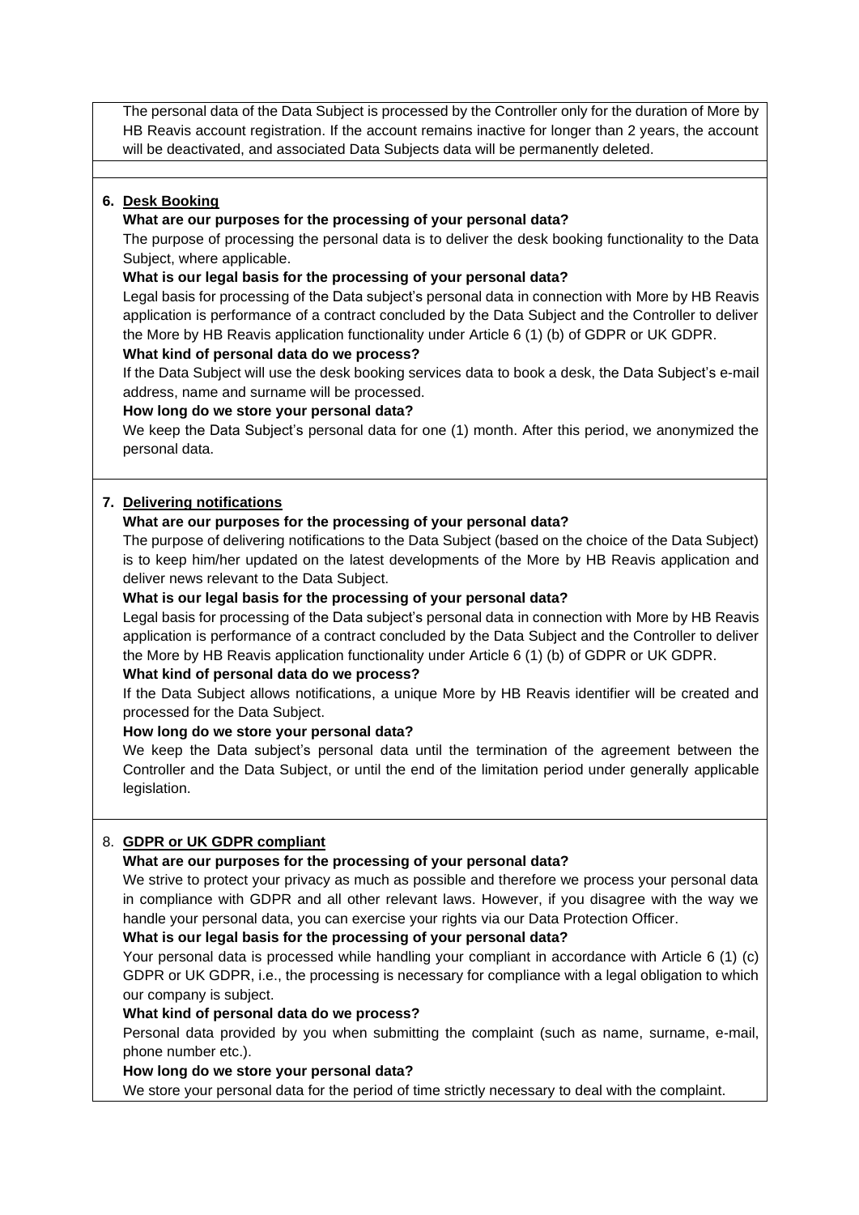The personal data of the Data Subject is processed by the Controller only for the duration of More by HB Reavis account registration. If the account remains inactive for longer than 2 years, the account will be deactivated, and associated Data Subjects data will be permanently deleted.

## 6. Desk Booking

**What are our purposes for the processing of your personal data?**

The purpose of processing the personal data is to deliver the desk booking functionality to the Data Subject, where applicable.

**What is our legal basis for the processing of your personal data?**

Legal basis for processing of the Data subject's personal data in connection with More by HB Reavis application is performance of a contract concluded by the Data Subject and the Controller to deliver the More by HB Reavis application functionality under Article 6 (1) (b) of GDPR or UK GDPR.

**What kind of personal data do we process?**

If the Data Subject will use the desk booking services data to book a desk, the Data Subject's e-mail address, name and surname will be processed.

**How long do we store your personal data?**

We keep the Data Subject's personal data for one (1) month. After this period, we anonymized the personal data.

## 7. Delivering notifications

**What are our purposes for the processing of your personal data?**

The purpose of delivering notifications to the Data Subject (based on the choice of the Data Subject) is to keep him/her updated on the latest developments of the More by HB Reavis application and deliver news relevant to the Data Subject.

**What is our legal basis for the processing of your personal data?**

Legal basis for processing of the Data subject's personal data in connection with More by HB Reavis application is performance of a contract concluded by the Data Subject and the Controller to deliver the More by HB Reavis application functionality under Article 6 (1) (b) of GDPR or UK GDPR.

**What kind of personal data do we process?**

If the Data Subject allows notifications, a unique More by HB Reavis identifier will be created and processed for the Data Subject.

**How long do we store your personal data?**

We keep the Data subject's personal data until the termination of the agreement between the Controller and the Data Subject, or until the end of the limitation period under generally applicable legislation.

## 8. GDPR or UK GDPR compliant

**What are our purposes for the processing of your personal data?**

We strive to protect your privacy as much as possible and therefore we process your personal data in compliance with GDPR and all other relevant laws. However, if you disagree with the way we handle your personal data, you can exercise your rights via our Data Protection Officer.

**What is our legal basis for the processing of your personal data?**

Your personal data is processed while handling your compliant in accordance with Article 6 (1) (c) GDPR or UK GDPR, i.e., the processing is necessary for compliance with a legal obligation to which our company is subject.

**What kind of personal data do we process?**

Personal data provided by you when submitting the complaint (such as name, surname, e-mail, phone number etc.).

**How long do we store your personal data?**

We store your personal data for the period of time strictly necessary to deal with the complaint.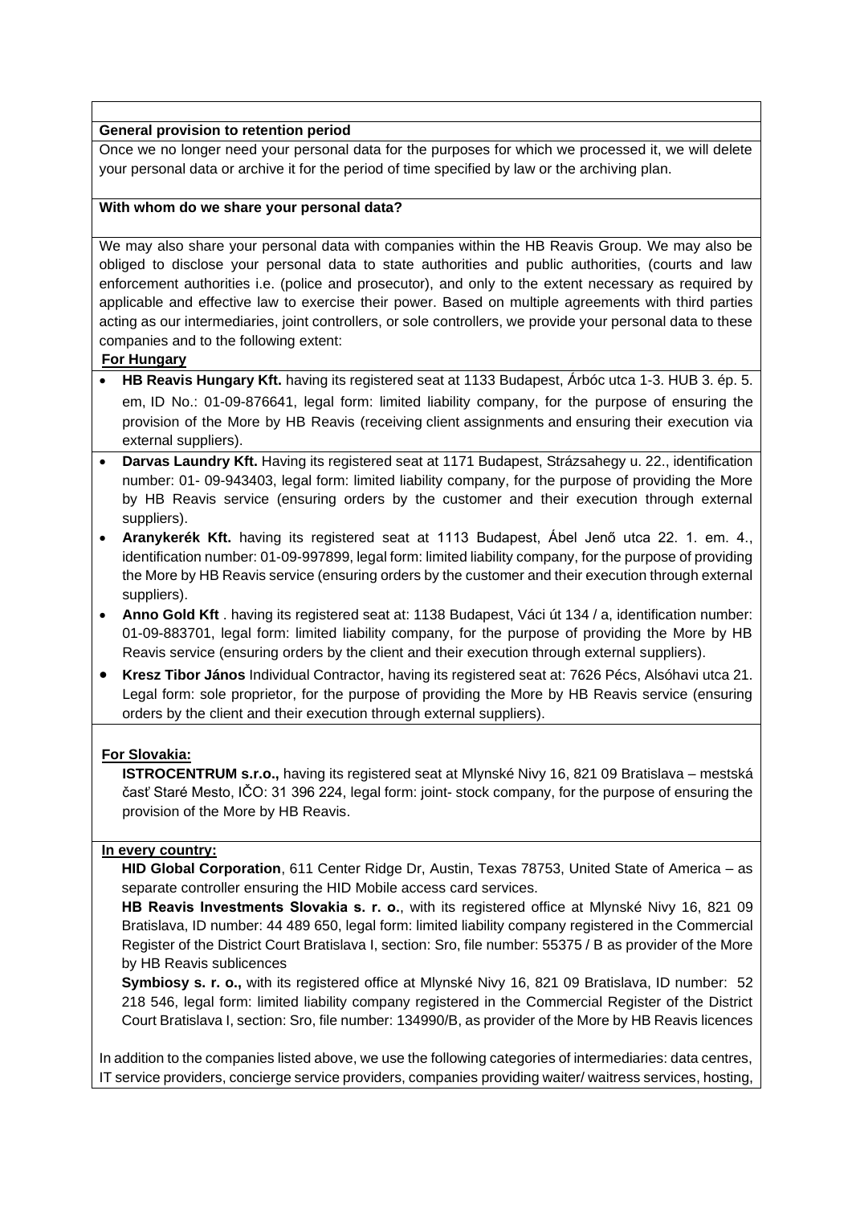**General provision to retention period**

Once we no longer need your personal data for the purposes for which we processed it, we will delete your personal data or archive it for the period of time specified by law or the archiving plan.

**With whom do we share your personal data?**

We may also share your personal data with companies within the HB Reavis Group. We may also be obliged to disclose your personal data to state authorities and public authorities, (courts and law enforcement authorities i.e. (police and prosecutor), and only to the extent necessary as required by applicable and effective law to exercise their power. Based on multiple agreements with third parties acting as our intermediaries, joint controllers, or sole controllers, we provide your personal data to these companies and to the following extent:

**For Hungary**

- **HB Reavis Hungary Kft.** having its registered seat at 1133 Budapest, Árbóc utca 1-3. HUB 3. ép. 5. em, ID No.: 01-09-876641, legal form: limited liability company, for the purpose of ensuring the provision of the More by HB Reavis (receiving client assignments and ensuring their execution via external suppliers).
- **Darvas Laundry Kft.** Having its registered seat at 1171 Budapest, Strázsahegy u. 22., identification number: 01- 09-943403, legal form: limited liability company, for the purpose of providing the More by HB Reavis service (ensuring orders by the customer and their execution through external suppliers).
- **Aranykerék Kft.** having its registered seat at 1113 Budapest, Ábel Jenő utca 22. 1. em. 4., identification number: 01-09-997899, legal form: limited liability company, for the purpose of providing the More by HB Reavis service (ensuring orders by the customer and their execution through external suppliers).
- **Anno Gold Kft** . having its registered seat at: 1138 Budapest, Váci út 134 / a, identification number: 01-09-883701, legal form: limited liability company, for the purpose of providing the More by HB Reavis service (ensuring orders by the client and their execution through external suppliers).
- **Kresz Tibor János** Individual Contractor, having its registered seat at: 7626 Pécs, Alsóhavi utca 21. Legal form: sole proprietor, for the purpose of providing the More by HB Reavis service (ensuring orders by the client and their execution through external suppliers).

**For Slovakia:**

**ISTROCENTRUM s.r.o.,** having its registered seat at Mlynské Nivy 16, 821 09 Bratislava – mestská časť Staré Mesto, IČO: 31 396 224, legal form: joint- stock company, for the purpose of ensuring the provision of the More by HB Reavis.

**In every country:**

**HID Global Corporation**, 611 Center Ridge Dr, Austin, Texas 78753, United State of America – as separate controller ensuring the HID Mobile access card services.

**HB Reavis Investments Slovakia s. r. o.**, with its registered office at Mlynské Nivy 16, 821 09 Bratislava, ID number: 44 489 650, legal form: limited liability company registered in the Commercial Register of the District Court Bratislava I, section: Sro, file number: 55375 / B as provider of the More by HB Reavis sublicences

**Symbiosy s. r. o.,** with its registered office at Mlynské Nivy 16, 821 09 Bratislava, ID number: 52 218 546, legal form: limited liability company registered in the Commercial Register of the District Court Bratislava I, section: Sro, file number: 134990/B, as provider of the More by HB Reavis licences

In addition to the companies listed above, we use the following categories of intermediaries: data centres, IT service providers, concierge service providers, companies providing waiter/ waitress services, hosting,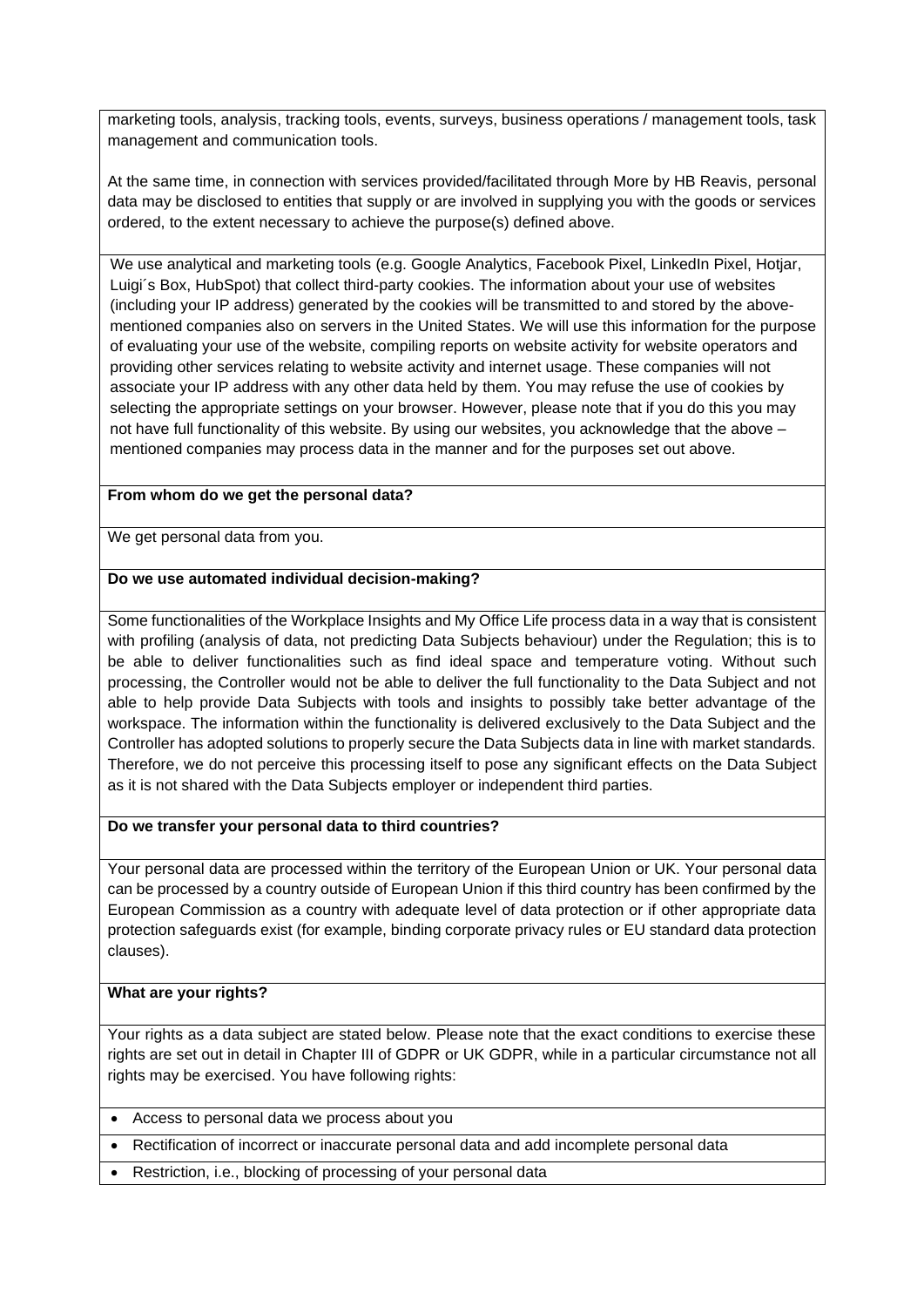marketing tools, analysis, tracking tools, events, surveys, business operations / management tools, task management and communication tools.

At the same time, in connection with services provided/facilitated through More by HB Reavis, personal data may be disclosed to entities that supply or are involved in supplying you with the goods or services ordered, to the extent necessary to achieve the purpose(s) defined above.

We use analytical and marketing tools (e.g. Google Analytics, Facebook Pixel, LinkedIn Pixel, Hotjar, Luigi´s Box, HubSpot) that collect third-party cookies. The information about your use of websites (including your IP address) generated by the cookies will be transmitted to and stored by the above-mentioned companies also on servers in the United States. We will use this information for the purpose of evaluating your use of the website, compiling reports on website activity for website operators and providing other services relating to website activity and internet usage. These companies will not associate your IP address with any other data held by them. You may refuse the use of cookies by selecting the appropriate settings on your browser. However, please note that if you do this you may not have full functionality of this website. By using our websites, you acknowledge that the above – mentioned companies may process data in the manner and for the purposes set out above.

**From whom do we get the personal data?**

We get personal data from you.

**Do we use automated individual decision-making?**

Some functionalities of the Workplace Insights and My Office Life process data in a way that is consistent with profiling (analysis of data, not predicting Data Subjects behaviour) under the Regulation; this is to be able to deliver functionalities such as find ideal space and temperature voting. Without such processing, the Controller would not be able to deliver the full functionality to the Data Subject and not able to help provide Data Subjects with tools and insights to possibly take better advantage of the workspace. The information within the functionality is delivered exclusively to the Data Subject and the Controller has adopted solutions to properly secure the Data Subjects data in line with market standards. Therefore, we do not perceive this processing itself to pose any significant effects on the Data Subject as it is not shared with the Data Subjects employer or independent third parties.

**Do we transfer your personal data to third countries?**

Your personal data are processed within the territory of the European Union or UK. Your personal data can be processed by a country outside of European Union if this third country has been confirmed by the European Commission as a country with adequate level of data protection or if other appropriate data protection safeguards exist (for example, binding corporate privacy rules or EU standard data protection clauses).

**What are your rights?**

Your rights as a data subject are stated below. Please note that the exact conditions to exercise these rights are set out in detail in Chapter III of GDPR or UK GDPR, while in a particular circumstance not all rights may be exercised. You have following rights:

- Access to personal data we process about you
- Rectification of incorrect or inaccurate personal data and add incomplete personal data
- Restriction, i.e., blocking of processing of your personal data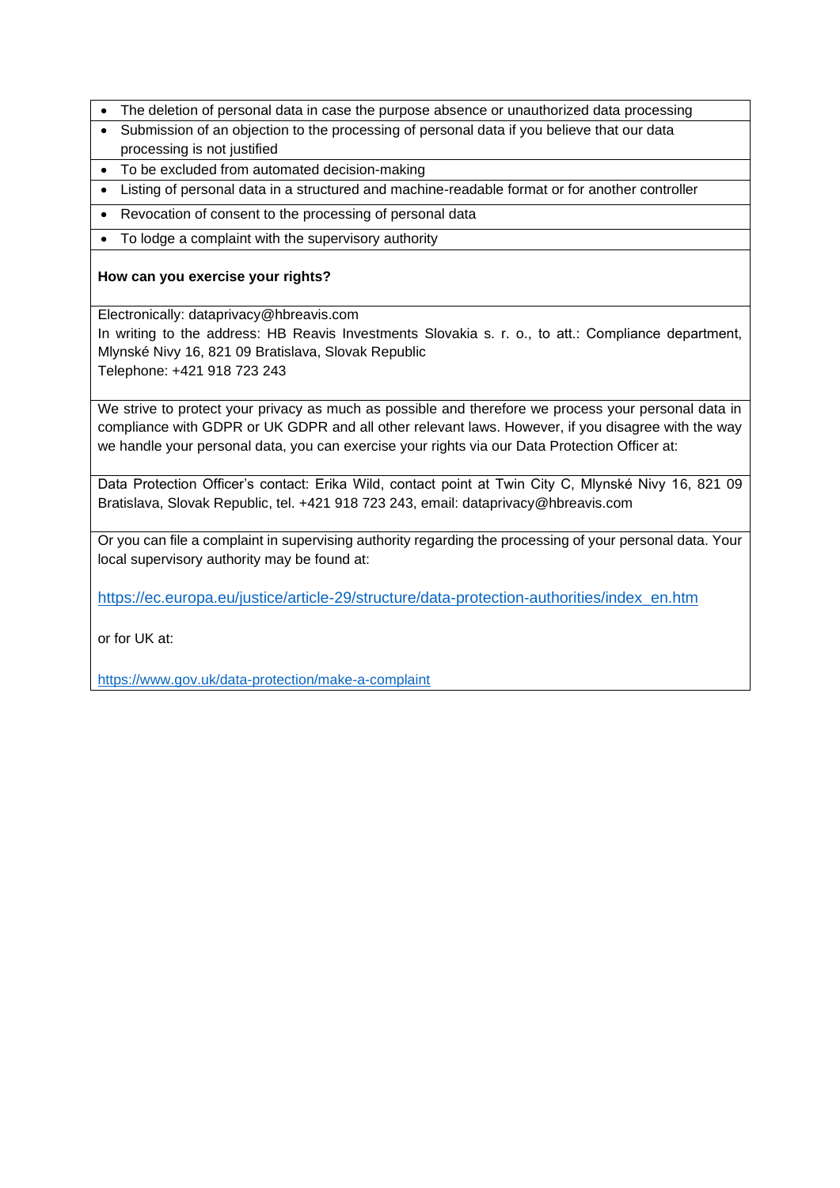- The deletion of personal data in case the purpose absence or unauthorized data processing
- Submission of an objection to the processing of personal data if you believe that our data processing is not justified
- To be excluded from automated decision-making
- Listing of personal data in a structured and machine-readable format or for another controller
- Revocation of consent to the processing of personal data
- To lodge a complaint with the supervisory authority

**How can you exercise your rights?**

Electronically: dataprivacy@hbreavis.com
In writing to the address: HB Reavis Investments Slovakia s. r. o., to att.: Compliance department, Mlynské Nivy 16, 821 09 Bratislava, Slovak Republic
Telephone: +421 918 723 243

We strive to protect your privacy as much as possible and therefore we process your personal data in compliance with GDPR or UK GDPR and all other relevant laws. However, if you disagree with the way we handle your personal data, you can exercise your rights via our Data Protection Officer at:

Data Protection Officer's contact: Erika Wild, contact point at Twin City C, Mlynské Nivy 16, 821 09 Bratislava, Slovak Republic, tel. +421 918 723 243, email: dataprivacy@hbreavis.com

Or you can file a complaint in supervising authority regarding the processing of your personal data. Your local supervisory authority may be found at:

https://ec.europa.eu/justice/article-29/structure/data-protection-authorities/index_en.htm

or for UK at:

https://www.gov.uk/data-protection/make-a-complaint